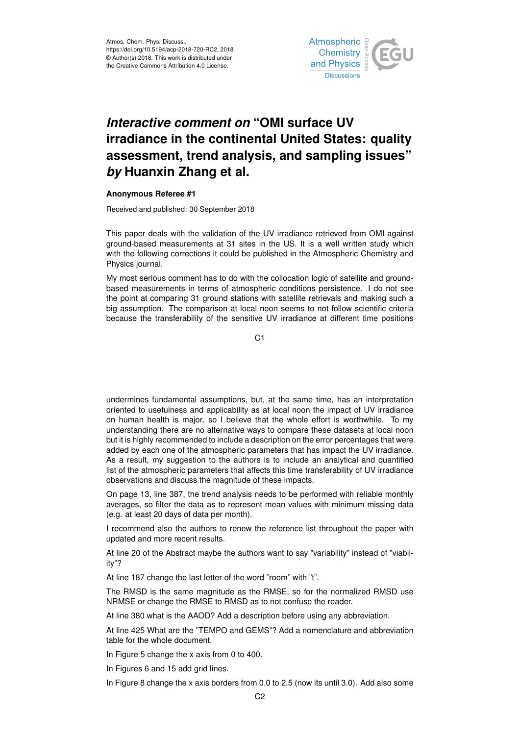Atmos. Chem. Phys. Discuss.,
https://doi.org/10.5194/acp-2018-720-RC2, 2018
© Author(s) 2018. This work is distributed under
the Creative Commons Attribution 4.0 License.

# *Interactive comment on* "OMI surface UV irradiance in the continental United States: quality assessment, trend analysis, and sampling issues" *by* Huanxin Zhang et al.

**Anonymous Referee #1**

Received and published: 30 September 2018

This paper deals with the validation of the UV irradiance retrieved from OMI against ground-based measurements at 31 sites in the US. It is a well written study which with the following corrections it could be published in the Atmospheric Chemistry and Physics journal.

My most serious comment has to do with the collocation logic of satellite and ground-based measurements in terms of atmospheric conditions persistence. I do not see the point at comparing 31 ground stations with satellite retrievals and making such a big assumption. The comparison at local noon seems to not follow scientific criteria because the transferability of the sensitive UV irradiance at different time positions undermines fundamental assumptions, but, at the same time, has an interpretation oriented to usefulness and applicability as at local noon the impact of UV irradiance on human health is major, so I believe that the whole effort is worthwhile. To my understanding there are no alternative ways to compare these datasets at local noon but it is highly recommended to include a description on the error percentages that were added by each one of the atmospheric parameters that has impact the UV irradiance. As a result, my suggestion to the authors is to include an analytical and quantified list of the atmospheric parameters that affects this time transferability of UV irradiance observations and discuss the magnitude of these impacts.

On page 13, line 387, the trend analysis needs to be performed with reliable monthly averages, so filter the data as to represent mean values with minimum missing data (e.g. at least 20 days of data per month).

I recommend also the authors to renew the reference list throughout the paper with updated and more recent results.

At line 20 of the Abstract maybe the authors want to say "variability" instead of "viability"?

At line 187 change the last letter of the word "room" with "t".

The RMSD is the same magnitude as the RMSE, so for the normalized RMSD use NRMSE or change the RMSE to RMSD as to not confuse the reader.

At line 380 what is the AAOD? Add a description before using any abbreviation.

At line 425 What are the "TEMPO and GEMS"? Add a nomenclature and abbreviation table for the whole document.

In Figure 5 change the x axis from 0 to 400.

In Figures 6 and 15 add grid lines.

In Figure 8 change the x axis borders from 0.0 to 2.5 (now its until 3.0). Add also some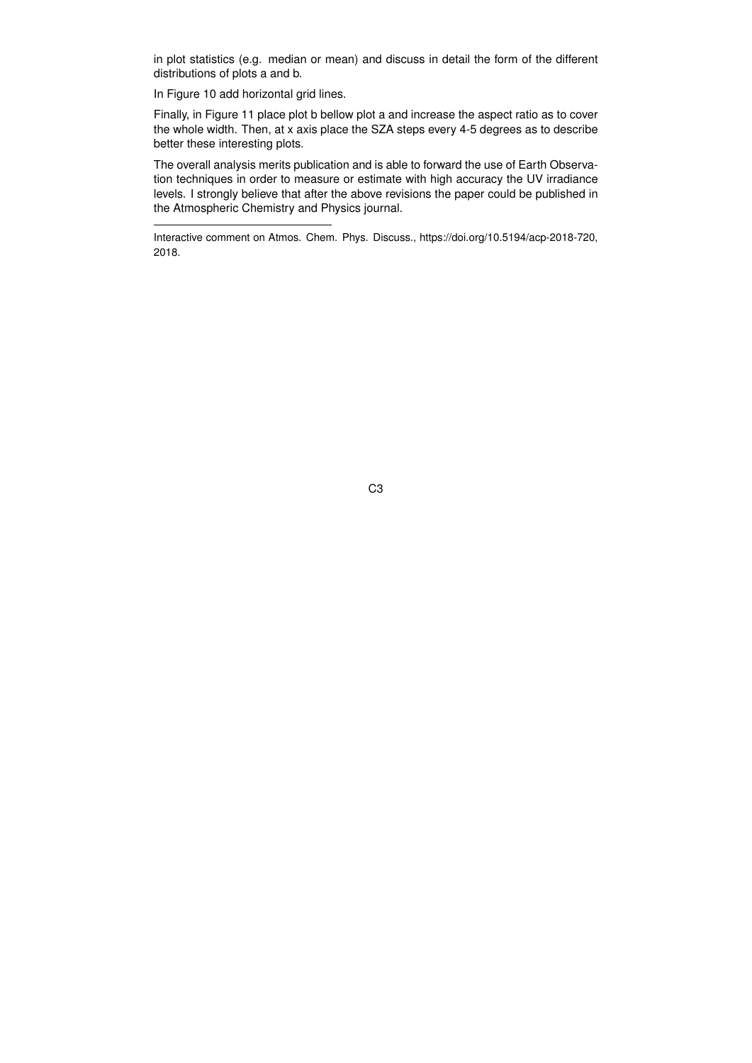in plot statistics (e.g. median or mean) and discuss in detail the form of the different distributions of plots a and b.

In Figure 10 add horizontal grid lines.

Finally, in Figure 11 place plot b bellow plot a and increase the aspect ratio as to cover the whole width. Then, at x axis place the SZA steps every 4-5 degrees as to describe better these interesting plots.

The overall analysis merits publication and is able to forward the use of Earth Observation techniques in order to measure or estimate with high accuracy the UV irradiance levels. I strongly believe that after the above revisions the paper could be published in the Atmospheric Chemistry and Physics journal.

---

Interactive comment on Atmos. Chem. Phys. Discuss., https://doi.org/10.5194/acp-2018-720, 2018.